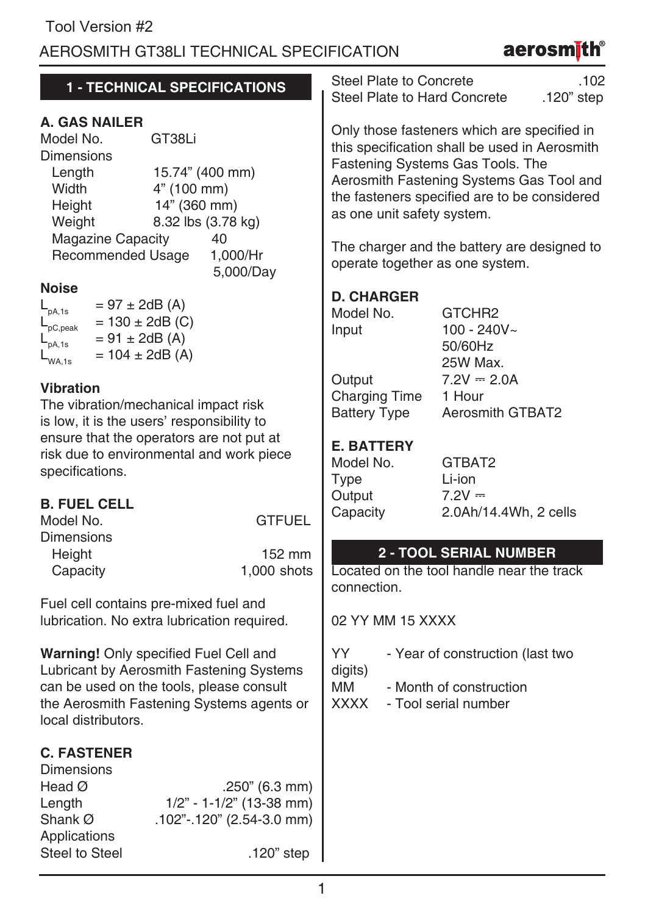Tool Version #2

# AEROSMITH GT38LI TECHNICAL SPECIFICATION

## 1 - TECHNICAL SPECIFICATIONS

### A. GAS NAILER

Model No. GT38Li

Dimensions

| | |
|---|---|
| Length | 15.74” (400 mm) |
| Width | 4” (100 mm) |
| Height | 14” (360 mm) |
| Weight | 8.32 lbs (3.78 kg) |
| Magazine Capacity | 40 |
| Recommended Usage | 1,000/Hr<br>5,000/Day |

**Noise**

$L_{pA,1s}$ = 97 ± 2dB (A)
$L_{pC,peak}$ = 130 ± 2dB (C)
$L_{pA,1s}$ = 91 ± 2dB (A)
$L_{WA,1s}$ = 104 ± 2dB (A)

**Vibration**

The vibration/mechanical impact risk is low, it is the users' responsibility to ensure that the operators are not put at risk due to environmental and work piece specifications.

### B. FUEL CELL

| | |
|---|---|
| Model No. | GTFUEL |
| Dimensions | |
| Height | 152 mm |
| Capacity | 1,000 shots |

Fuel cell contains pre-mixed fuel and lubrication. No extra lubrication required.

**Warning!** Only specified Fuel Cell and Lubricant by Aerosmith Fastening Systems can be used on the tools, please consult the Aerosmith Fastening Systems agents or local distributors.

### C. FASTENER

Dimensions

| | |
|---|---|
| Head Ø | .250” (6.3 mm) |
| Length | 1/2” - 1-1/2” (13-38 mm) |
| Shank Ø | .102”-.120” (2.54-3.0 mm) |

Applications

| | |
|---|---|
| Steel to Steel | .120” step |
| Steel Plate to Concrete | .102 |
| Steel Plate to Hard Concrete | .120” step |

Only those fasteners which are specified in this specification shall be used in Aerosmith Fastening Systems Gas Tools. The Aerosmith Fastening Systems Gas Tool and the fasteners specified are to be considered as one unit safety system.

The charger and the battery are designed to operate together as one system.

### D. CHARGER

| | |
|---|---|
| Model No. | GTCHR2 |
| Input | 100 - 240V~<br>50/60Hz<br>25W Max. |
| Output | 7.2V ⎓ 2.0A |
| Charging Time | 1 Hour |
| Battery Type | Aerosmith GTBAT2 |

### E. BATTERY

| | |
|---|---|
| Model No. | GTBAT2 |
| Type | Li-ion |
| Output | 7.2V ⎓ |
| Capacity | 2.0Ah/14.4Wh, 2 cells |

## 2 - TOOL SERIAL NUMBER

Located on the tool handle near the track connection.

02 YY MM 15 XXXX

| | |
|---|---|
| YY | - Year of construction (last two digits) |
| MM | - Month of construction |
| XXXX | - Tool serial number |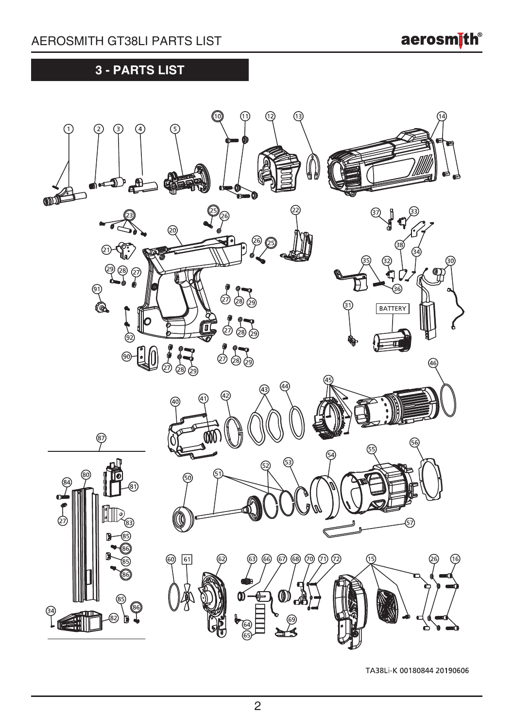## 3 - PARTS LIST

1 2 3 4 5 10 11 12 13 14

23 25 26 22 37 33 20 26 25 38 34 21 35 32 30 29 28 27 36 91 27 28 29 31 BATTERY 92 27 28 29 90 27 28 29 27 28 29

46 45 40 41 42 43 44

87 56 54 55 80 52 53 84 81 50 51 27 83 57 85 86 85 86

60 61 62 63 66 67 68 70 71 72 15 26 16 85 86 34 82 64 69 65

TA38Li-K 00180844 20190606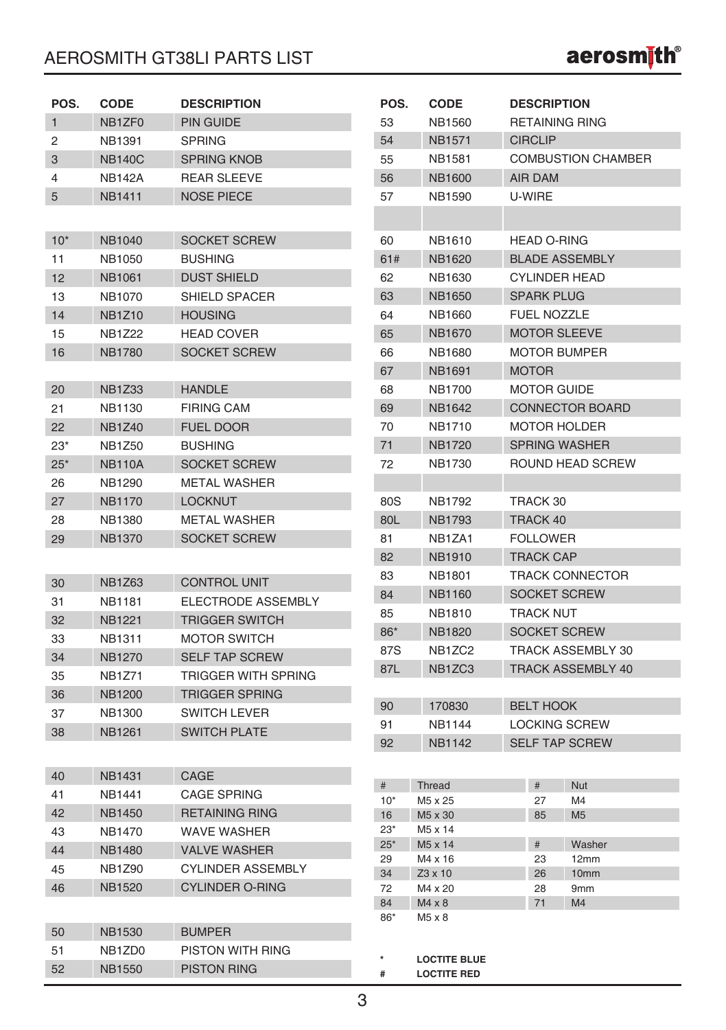# AEROSMITH GT38LI PARTS LIST

| POS. | CODE | DESCRIPTION |
|---|---|---|
| 1 | NB1ZF0 | PIN GUIDE |
| 2 | NB1391 | SPRING |
| 3 | NB140C | SPRING KNOB |
| 4 | NB142A | REAR SLEEVE |
| 5 | NB1411 | NOSE PIECE |
| 10* | NB1040 | SOCKET SCREW |
| 11 | NB1050 | BUSHING |
| 12 | NB1061 | DUST SHIELD |
| 13 | NB1070 | SHIELD SPACER |
| 14 | NB1Z10 | HOUSING |
| 15 | NB1Z22 | HEAD COVER |
| 16 | NB1780 | SOCKET SCREW |
| 20 | NB1Z33 | HANDLE |
| 21 | NB1130 | FIRING CAM |
| 22 | NB1Z40 | FUEL DOOR |
| 23* | NB1Z50 | BUSHING |
| 25* | NB110A | SOCKET SCREW |
| 26 | NB1290 | METAL WASHER |
| 27 | NB1170 | LOCKNUT |
| 28 | NB1380 | METAL WASHER |
| 29 | NB1370 | SOCKET SCREW |
| 30 | NB1Z63 | CONTROL UNIT |
| 31 | NB1181 | ELECTRODE ASSEMBLY |
| 32 | NB1221 | TRIGGER SWITCH |
| 33 | NB1311 | MOTOR SWITCH |
| 34 | NB1270 | SELF TAP SCREW |
| 35 | NB1Z71 | TRIGGER WITH SPRING |
| 36 | NB1200 | TRIGGER SPRING |
| 37 | NB1300 | SWITCH LEVER |
| 38 | NB1261 | SWITCH PLATE |
| 40 | NB1431 | CAGE |
| 41 | NB1441 | CAGE SPRING |
| 42 | NB1450 | RETAINING RING |
| 43 | NB1470 | WAVE WASHER |
| 44 | NB1480 | VALVE WASHER |
| 45 | NB1Z90 | CYLINDER ASSEMBLY |
| 46 | NB1520 | CYLINDER O-RING |
| 50 | NB1530 | BUMPER |
| 51 | NB1ZD0 | PISTON WITH RING |
| 52 | NB1550 | PISTON RING |
| 53 | NB1560 | RETAINING RING |
| 54 | NB1571 | CIRCLIP |
| 55 | NB1581 | COMBUSTION CHAMBER |
| 56 | NB1600 | AIR DAM |
| 57 | NB1590 | U-WIRE |
| 60 | NB1610 | HEAD O-RING |
| 61# | NB1620 | BLADE ASSEMBLY |
| 62 | NB1630 | CYLINDER HEAD |
| 63 | NB1650 | SPARK PLUG |
| 64 | NB1660 | FUEL NOZZLE |
| 65 | NB1670 | MOTOR SLEEVE |
| 66 | NB1680 | MOTOR BUMPER |
| 67 | NB1691 | MOTOR |
| 68 | NB1700 | MOTOR GUIDE |
| 69 | NB1642 | CONNECTOR BOARD |
| 70 | NB1710 | MOTOR HOLDER |
| 71 | NB1720 | SPRING WASHER |
| 72 | NB1730 | ROUND HEAD SCREW |
| 80S | NB1792 | TRACK 30 |
| 80L | NB1793 | TRACK 40 |
| 81 | NB1ZA1 | FOLLOWER |
| 82 | NB1910 | TRACK CAP |
| 83 | NB1801 | TRACK CONNECTOR |
| 84 | NB1160 | SOCKET SCREW |
| 85 | NB1810 | TRACK NUT |
| 86* | NB1820 | SOCKET SCREW |
| 87S | NB1ZC2 | TRACK ASSEMBLY 30 |
| 87L | NB1ZC3 | TRACK ASSEMBLY 40 |
| 90 | 170830 | BELT HOOK |
| 91 | NB1144 | LOCKING SCREW |
| 92 | NB1142 | SELF TAP SCREW |

| # | Thread |
|---|---|
| 10* | M5 x 25 |
| 16 | M5 x 30 |
| 23* | M5 x 14 |
| 25* | M5 x 14 |
| 29 | M4 x 16 |
| 34 | Z3 x 10 |
| 72 | M4 x 20 |
| 84 | M4 x 8 |
| 86* | M5 x 8 |

| # | Nut |
|---|---|
| 27 | M4 |
| 85 | M5 |

| # | Washer |
|---|---|
| 23 | 12mm |
| 26 | 10mm |
| 28 | 9mm |
| 71 | M4 |

\* **LOCTITE BLUE**

\# **LOCTITE RED**